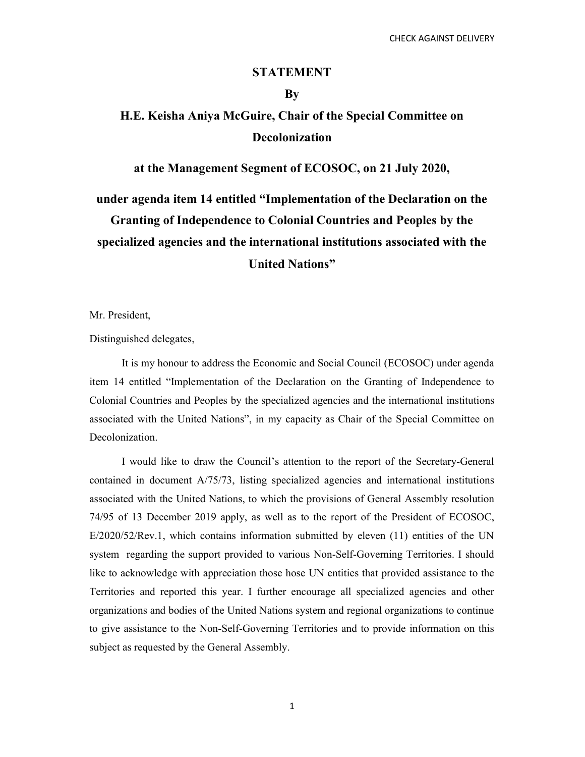CHECK AGAINST DELIVERY

# STATEMENT

**By**

## H.E. Keisha Aniya McGuire, Chair of the Special Committee on Decolonization

### at the Management Segment of ECOSOC, on 21 July 2020,

### under agenda item 14 entitled "Implementation of the Declaration on the Granting of Independence to Colonial Countries and Peoples by the specialized agencies and the international institutions associated with the United Nations"

Mr. President,

Distinguished delegates,

It is my honour to address the Economic and Social Council (ECOSOC) under agenda item 14 entitled "Implementation of the Declaration on the Granting of Independence to Colonial Countries and Peoples by the specialized agencies and the international institutions associated with the United Nations", in my capacity as Chair of the Special Committee on Decolonization.

I would like to draw the Council's attention to the report of the Secretary-General contained in document A/75/73, listing specialized agencies and international institutions associated with the United Nations, to which the provisions of General Assembly resolution 74/95 of 13 December 2019 apply, as well as to the report of the President of ECOSOC, E/2020/52/Rev.1, which contains information submitted by eleven (11) entities of the UN system regarding the support provided to various Non-Self-Governing Territories. I should like to acknowledge with appreciation those hose UN entities that provided assistance to the Territories and reported this year. I further encourage all specialized agencies and other organizations and bodies of the United Nations system and regional organizations to continue to give assistance to the Non-Self-Governing Territories and to provide information on this subject as requested by the General Assembly.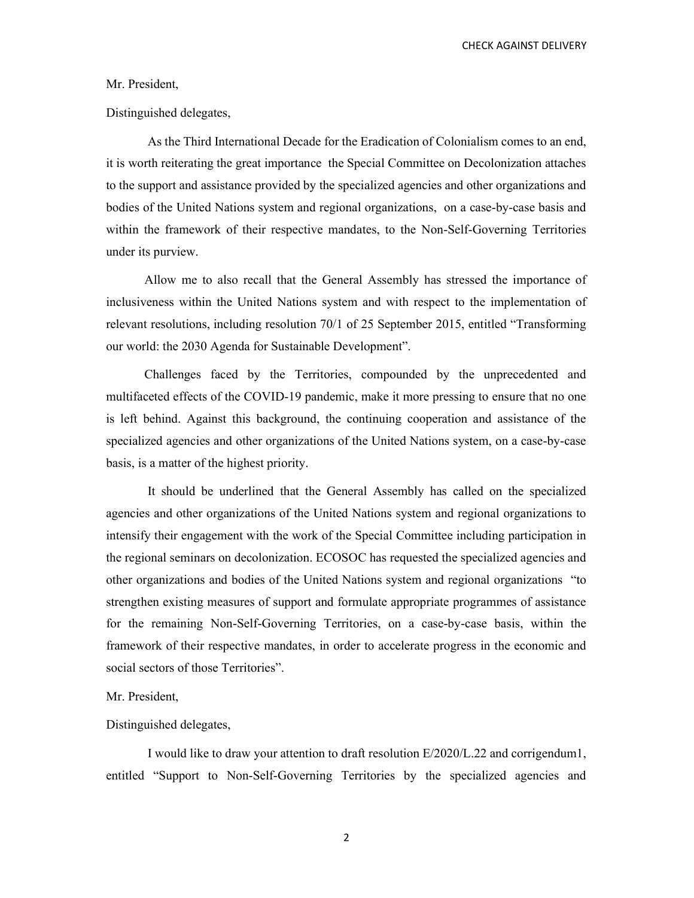Mr. President,

Distinguished delegates,

As the Third International Decade for the Eradication of Colonialism comes to an end, it is worth reiterating the great importance the Special Committee on Decolonization attaches to the support and assistance provided by the specialized agencies and other organizations and bodies of the United Nations system and regional organizations, on a case-by-case basis and within the framework of their respective mandates, to the Non-Self-Governing Territories under its purview.

Allow me to also recall that the General Assembly has stressed the importance of inclusiveness within the United Nations system and with respect to the implementation of relevant resolutions, including resolution 70/1 of 25 September 2015, entitled "Transforming our world: the 2030 Agenda for Sustainable Development".

Challenges faced by the Territories, compounded by the unprecedented and multifaceted effects of the COVID-19 pandemic, make it more pressing to ensure that no one is left behind. Against this background, the continuing cooperation and assistance of the specialized agencies and other organizations of the United Nations system, on a case-by-case basis, is a matter of the highest priority.

It should be underlined that the General Assembly has called on the specialized agencies and other organizations of the United Nations system and regional organizations to intensify their engagement with the work of the Special Committee including participation in the regional seminars on decolonization. ECOSOC has requested the specialized agencies and other organizations and bodies of the United Nations system and regional organizations "to strengthen existing measures of support and formulate appropriate programmes of assistance for the remaining Non-Self-Governing Territories, on a case-by-case basis, within the framework of their respective mandates, in order to accelerate progress in the economic and social sectors of those Territories".

Mr. President,

Distinguished delegates,

I would like to draw your attention to draft resolution E/2020/L.22 and corrigendum1, entitled "Support to Non-Self-Governing Territories by the specialized agencies and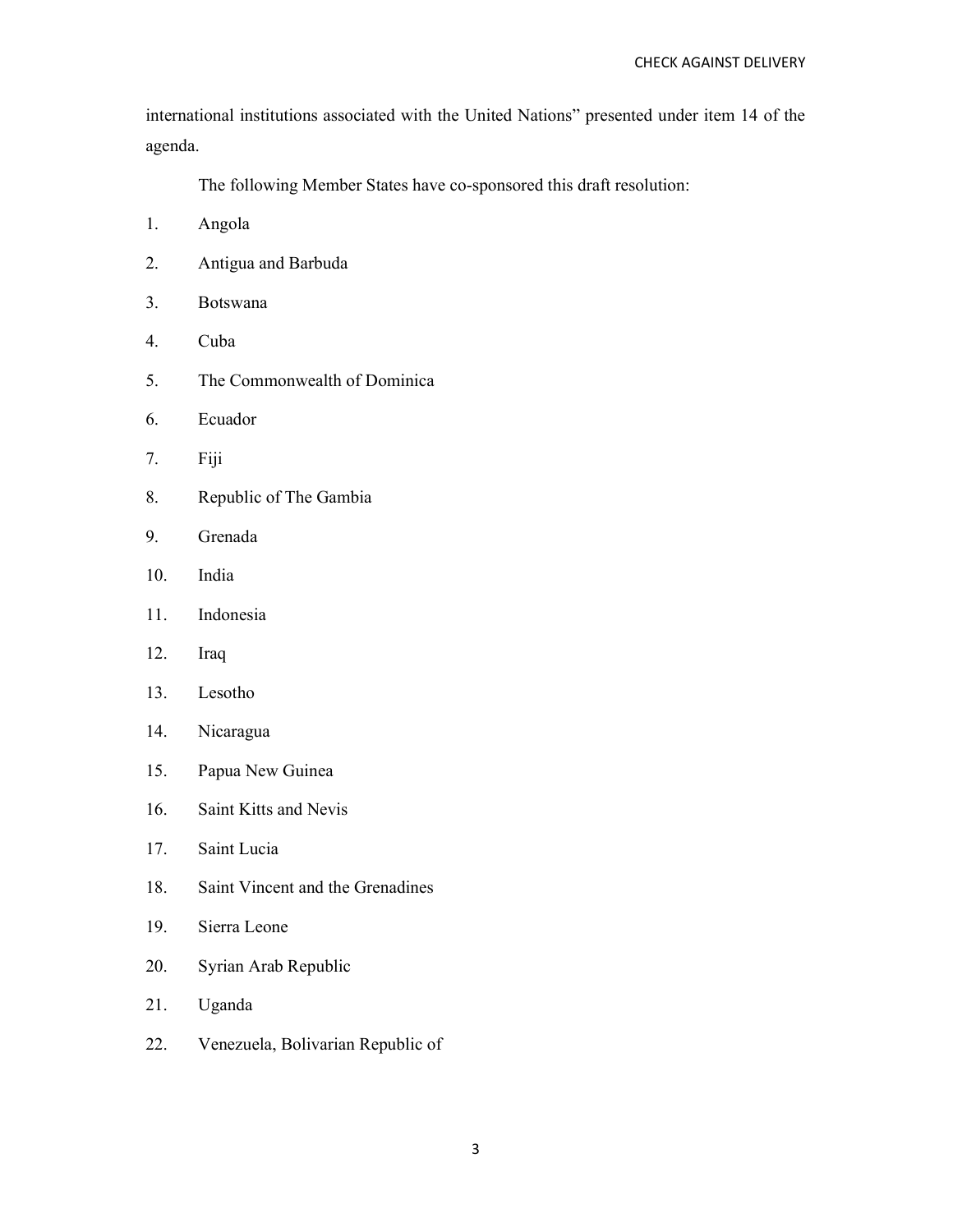international institutions associated with the United Nations" presented under item 14 of the agenda.

The following Member States have co-sponsored this draft resolution:

1. Angola
2. Antigua and Barbuda
3. Botswana
4. Cuba
5. The Commonwealth of Dominica
6. Ecuador
7. Fiji
8. Republic of The Gambia
9. Grenada
10. India
11. Indonesia
12. Iraq
13. Lesotho
14. Nicaragua
15. Papua New Guinea
16. Saint Kitts and Nevis
17. Saint Lucia
18. Saint Vincent and the Grenadines
19. Sierra Leone
20. Syrian Arab Republic
21. Uganda
22. Venezuela, Bolivarian Republic of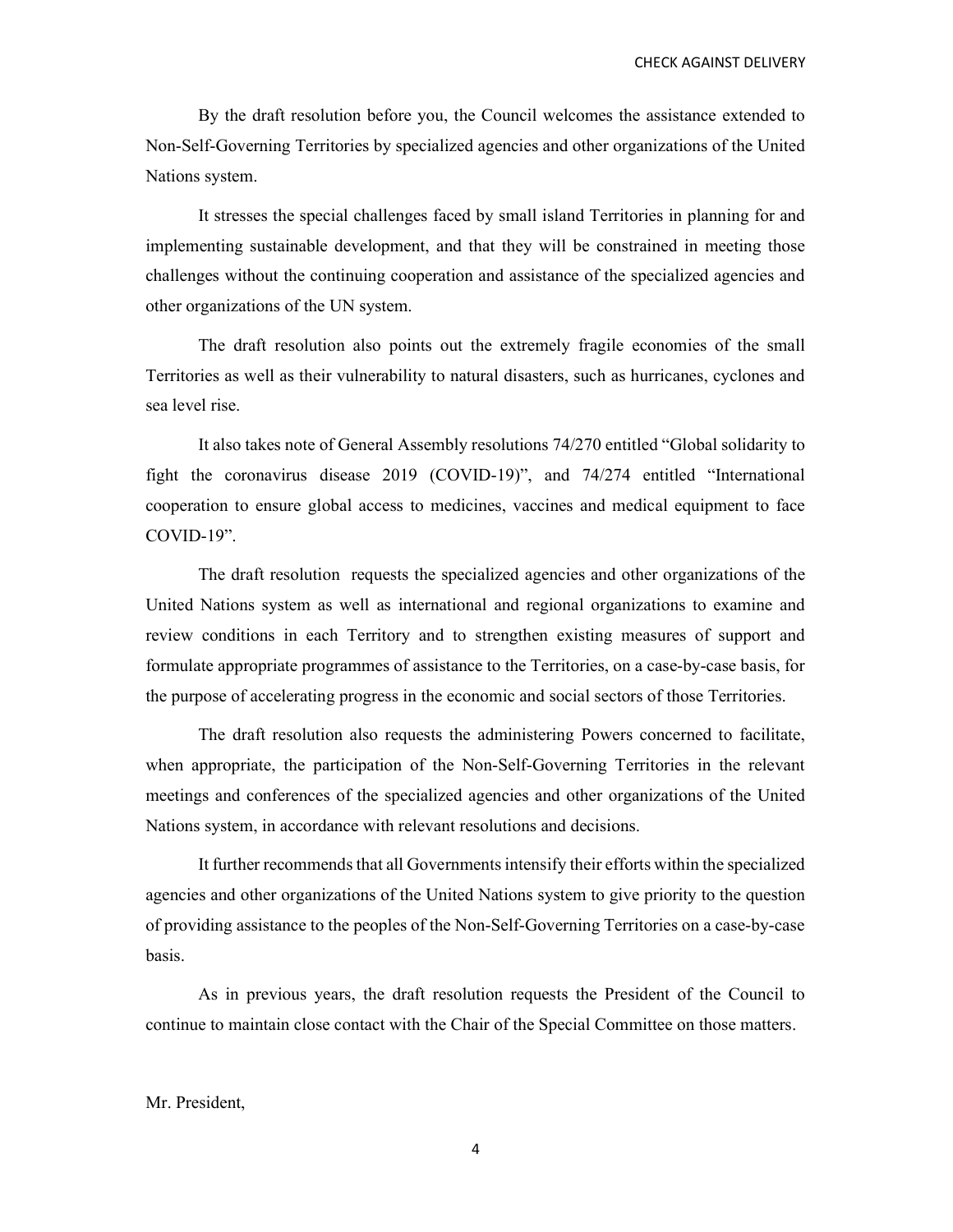By the draft resolution before you, the Council welcomes the assistance extended to Non-Self-Governing Territories by specialized agencies and other organizations of the United Nations system.

It stresses the special challenges faced by small island Territories in planning for and implementing sustainable development, and that they will be constrained in meeting those challenges without the continuing cooperation and assistance of the specialized agencies and other organizations of the UN system.

The draft resolution also points out the extremely fragile economies of the small Territories as well as their vulnerability to natural disasters, such as hurricanes, cyclones and sea level rise.

It also takes note of General Assembly resolutions 74/270 entitled "Global solidarity to fight the coronavirus disease 2019 (COVID-19)", and 74/274 entitled "International cooperation to ensure global access to medicines, vaccines and medical equipment to face COVID-19".

The draft resolution requests the specialized agencies and other organizations of the United Nations system as well as international and regional organizations to examine and review conditions in each Territory and to strengthen existing measures of support and formulate appropriate programmes of assistance to the Territories, on a case-by-case basis, for the purpose of accelerating progress in the economic and social sectors of those Territories.

The draft resolution also requests the administering Powers concerned to facilitate, when appropriate, the participation of the Non-Self-Governing Territories in the relevant meetings and conferences of the specialized agencies and other organizations of the United Nations system, in accordance with relevant resolutions and decisions.

It further recommends that all Governments intensify their efforts within the specialized agencies and other organizations of the United Nations system to give priority to the question of providing assistance to the peoples of the Non-Self-Governing Territories on a case-by-case basis.

As in previous years, the draft resolution requests the President of the Council to continue to maintain close contact with the Chair of the Special Committee on those matters.

Mr. President,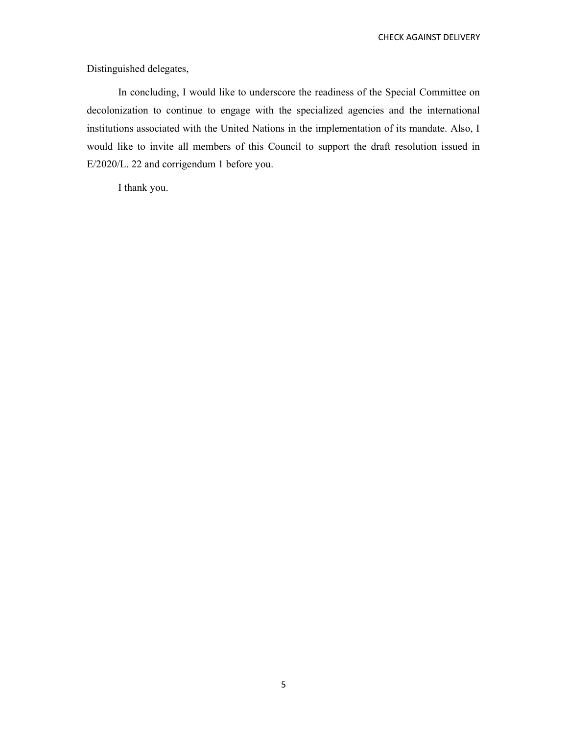Distinguished delegates,

In concluding, I would like to underscore the readiness of the Special Committee on decolonization to continue to engage with the specialized agencies and the international institutions associated with the United Nations in the implementation of its mandate. Also, I would like to invite all members of this Council to support the draft resolution issued in E/2020/L. 22 and corrigendum 1 before you.

I thank you.